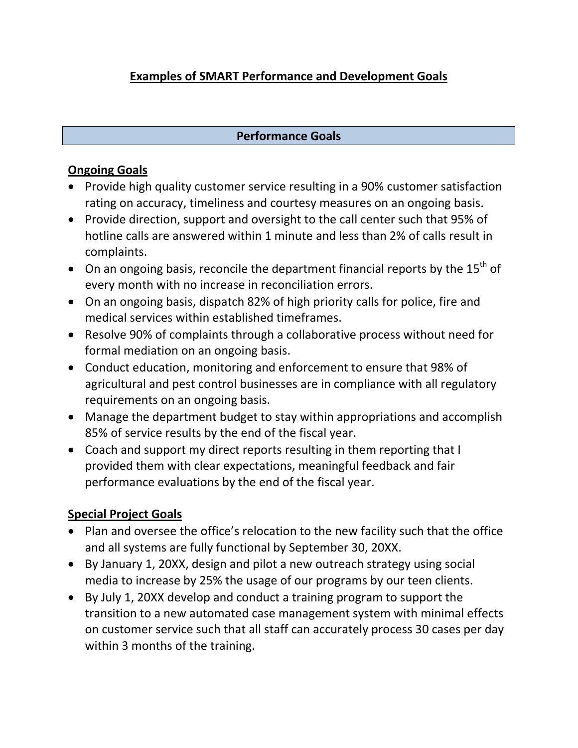# Examples of SMART Performance and Development Goals

## Performance Goals

### Ongoing Goals

- Provide high quality customer service resulting in a 90% customer satisfaction rating on accuracy, timeliness and courtesy measures on an ongoing basis.
- Provide direction, support and oversight to the call center such that 95% of hotline calls are answered within 1 minute and less than 2% of calls result in complaints.
- On an ongoing basis, reconcile the department financial reports by the 15th of every month with no increase in reconciliation errors.
- On an ongoing basis, dispatch 82% of high priority calls for police, fire and medical services within established timeframes.
- Resolve 90% of complaints through a collaborative process without need for formal mediation on an ongoing basis.
- Conduct education, monitoring and enforcement to ensure that 98% of agricultural and pest control businesses are in compliance with all regulatory requirements on an ongoing basis.
- Manage the department budget to stay within appropriations and accomplish 85% of service results by the end of the fiscal year.
- Coach and support my direct reports resulting in them reporting that I provided them with clear expectations, meaningful feedback and fair performance evaluations by the end of the fiscal year.

### Special Project Goals

- Plan and oversee the office's relocation to the new facility such that the office and all systems are fully functional by September 30, 20XX.
- By January 1, 20XX, design and pilot a new outreach strategy using social media to increase by 25% the usage of our programs by our teen clients.
- By July 1, 20XX develop and conduct a training program to support the transition to a new automated case management system with minimal effects on customer service such that all staff can accurately process 30 cases per day within 3 months of the training.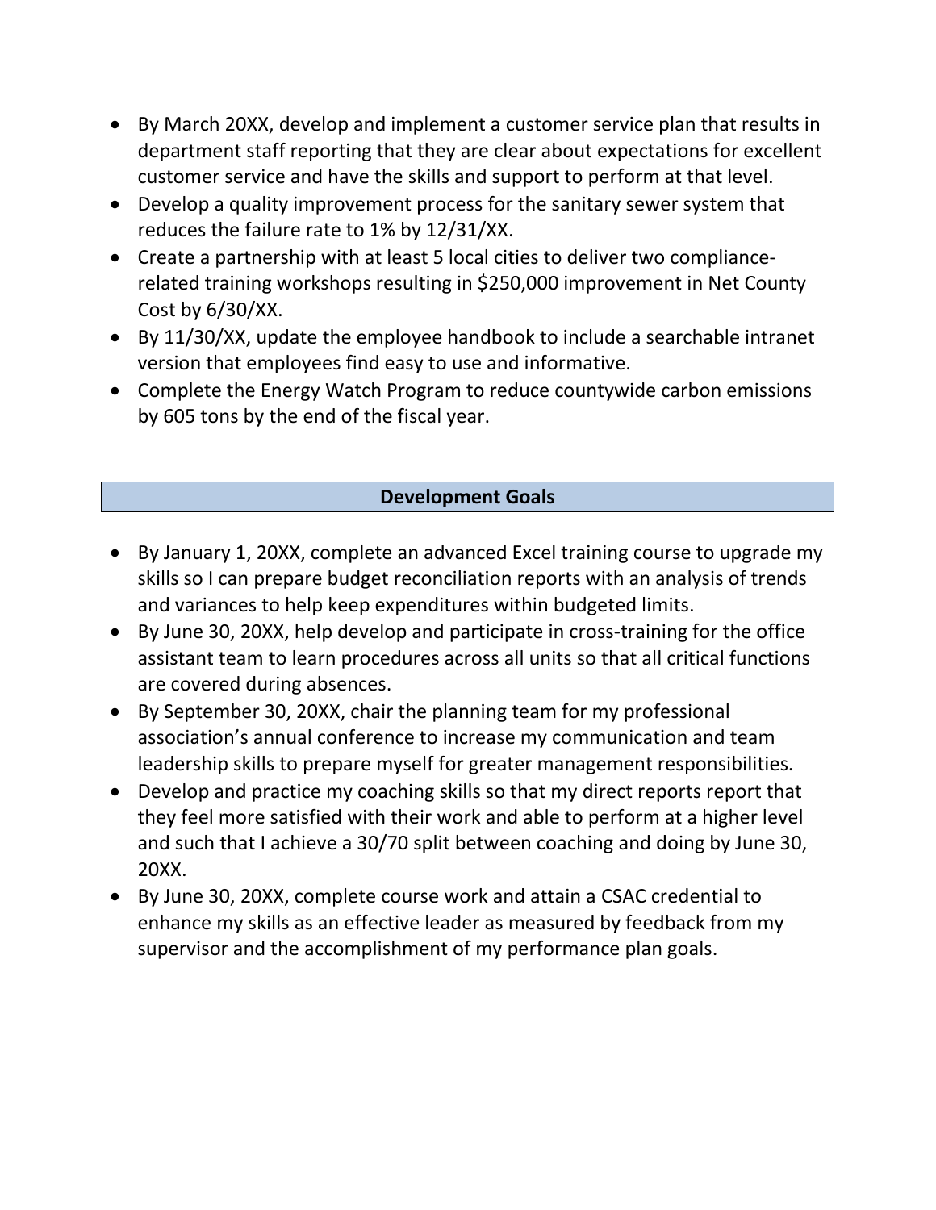- By March 20XX, develop and implement a customer service plan that results in department staff reporting that they are clear about expectations for excellent customer service and have the skills and support to perform at that level.
- Develop a quality improvement process for the sanitary sewer system that reduces the failure rate to 1% by 12/31/XX.
- Create a partnership with at least 5 local cities to deliver two compliance-related training workshops resulting in $250,000 improvement in Net County Cost by 6/30/XX.
- By 11/30/XX, update the employee handbook to include a searchable intranet version that employees find easy to use and informative.
- Complete the Energy Watch Program to reduce countywide carbon emissions by 605 tons by the end of the fiscal year.

## Development Goals

- By January 1, 20XX, complete an advanced Excel training course to upgrade my skills so I can prepare budget reconciliation reports with an analysis of trends and variances to help keep expenditures within budgeted limits.
- By June 30, 20XX, help develop and participate in cross-training for the office assistant team to learn procedures across all units so that all critical functions are covered during absences.
- By September 30, 20XX, chair the planning team for my professional association's annual conference to increase my communication and team leadership skills to prepare myself for greater management responsibilities.
- Develop and practice my coaching skills so that my direct reports report that they feel more satisfied with their work and able to perform at a higher level and such that I achieve a 30/70 split between coaching and doing by June 30, 20XX.
- By June 30, 20XX, complete course work and attain a CSAC credential to enhance my skills as an effective leader as measured by feedback from my supervisor and the accomplishment of my performance plan goals.